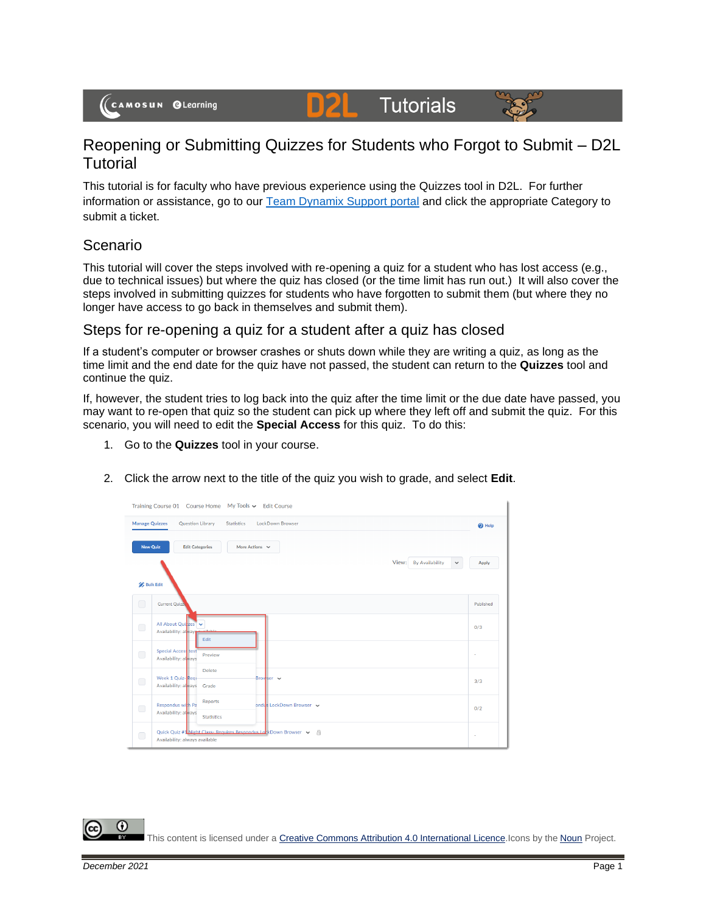# Reopening or Submitting Quizzes for Students who Forgot to Submit – D2L Tutorial

This tutorial is for faculty who have previous experience using the Quizzes tool in D2L. For further information or assistance, go to our Team Dynamix Support portal and click the appropriate Category to submit a ticket.

## Scenario

This tutorial will cover the steps involved with re-opening a quiz for a student who has lost access (e.g., due to technical issues) but where the quiz has closed (or the time limit has run out.) It will also cover the steps involved in submitting quizzes for students who have forgotten to submit them (but where they no longer have access to go back in themselves and submit them).

## Steps for re-opening a quiz for a student after a quiz has closed

If a student's computer or browser crashes or shuts down while they are writing a quiz, as long as the time limit and the end date for the quiz have not passed, the student can return to the **Quizzes** tool and continue the quiz.

If, however, the student tries to log back into the quiz after the time limit or the due date have passed, you may want to re-open that quiz so the student can pick up where they left off and submit the quiz. For this scenario, you will need to edit the **Special Access** for this quiz. To do this:

1. Go to the **Quizzes** tool in your course.
2. Click the arrow next to the title of the quiz you wish to grade, and select **Edit**.

This content is licensed under a Creative Commons Attribution 4.0 International Licence. Icons by the Noun Project.

*December 2021*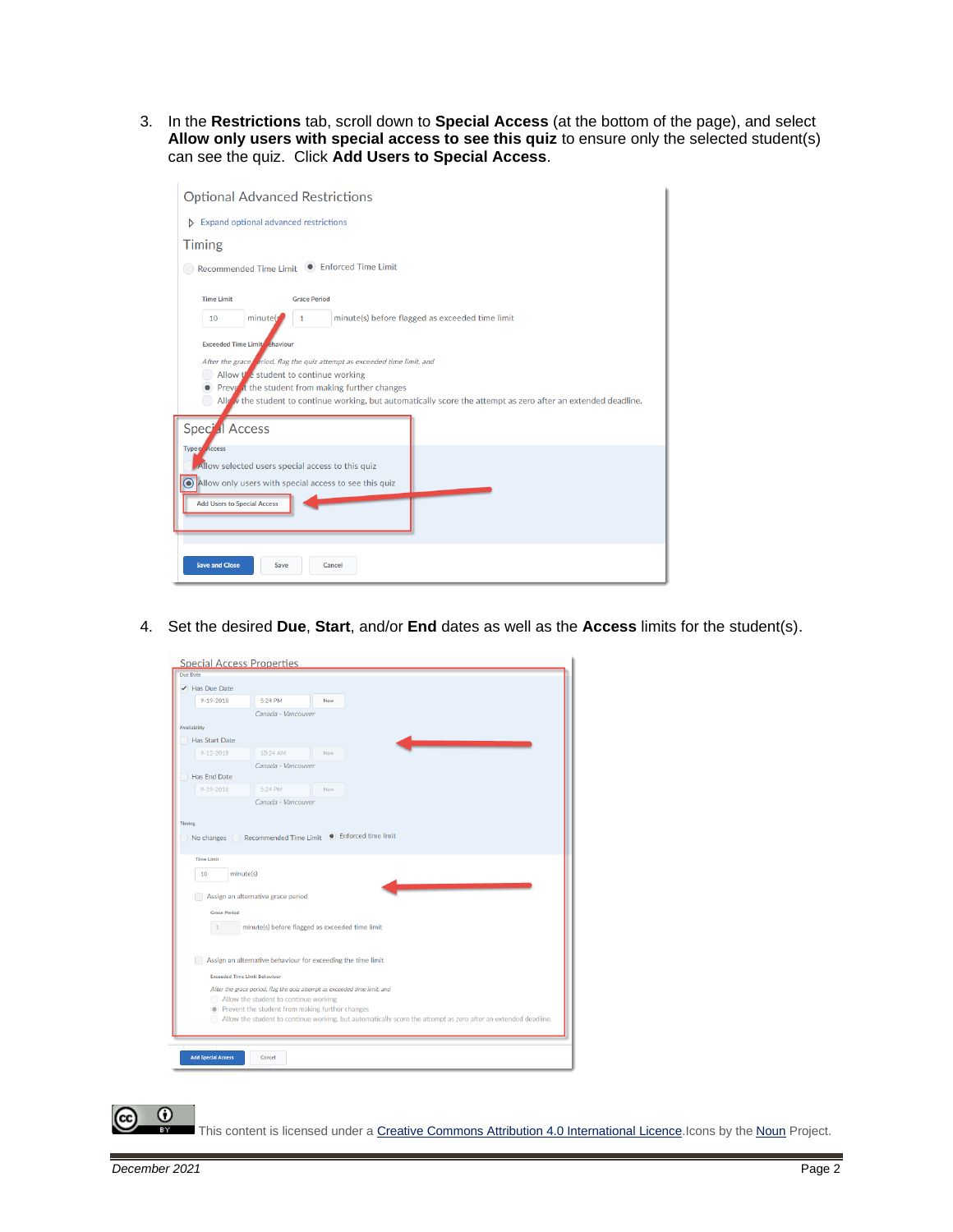3. In the **Restrictions** tab, scroll down to **Special Access** (at the bottom of the page), and select **Allow only users with special access to see this quiz** to ensure only the selected student(s) can see the quiz. Click **Add Users to Special Access**.

4. Set the desired **Due**, **Start**, and/or **End** dates as well as the **Access** limits for the student(s).

This content is licensed under a [Creative Commons Attribution 4.0 International Licence](). Icons by the [Noun]() Project.

*December 2021*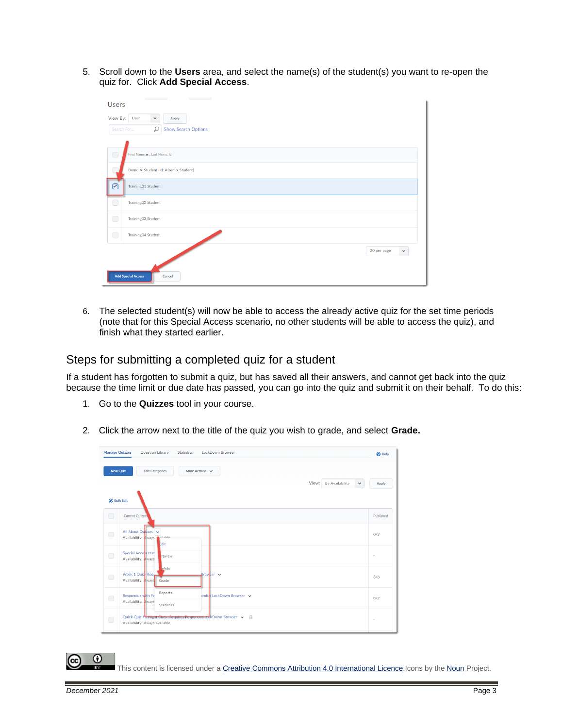5. Scroll down to the **Users** area, and select the name(s) of the student(s) you want to re-open the quiz for. Click **Add Special Access**.

6. The selected student(s) will now be able to access the already active quiz for the set time periods (note that for this Special Access scenario, no other students will be able to access the quiz), and finish what they started earlier.

## Steps for submitting a completed quiz for a student

If a student has forgotten to submit a quiz, but has saved all their answers, and cannot get back into the quiz because the time limit or due date has passed, you can go into the quiz and submit it on their behalf. To do this:

1. Go to the **Quizzes** tool in your course.

2. Click the arrow next to the title of the quiz you wish to grade, and select **Grade.**

This content is licensed under a Creative Commons Attribution 4.0 International Licence. Icons by the Noun Project.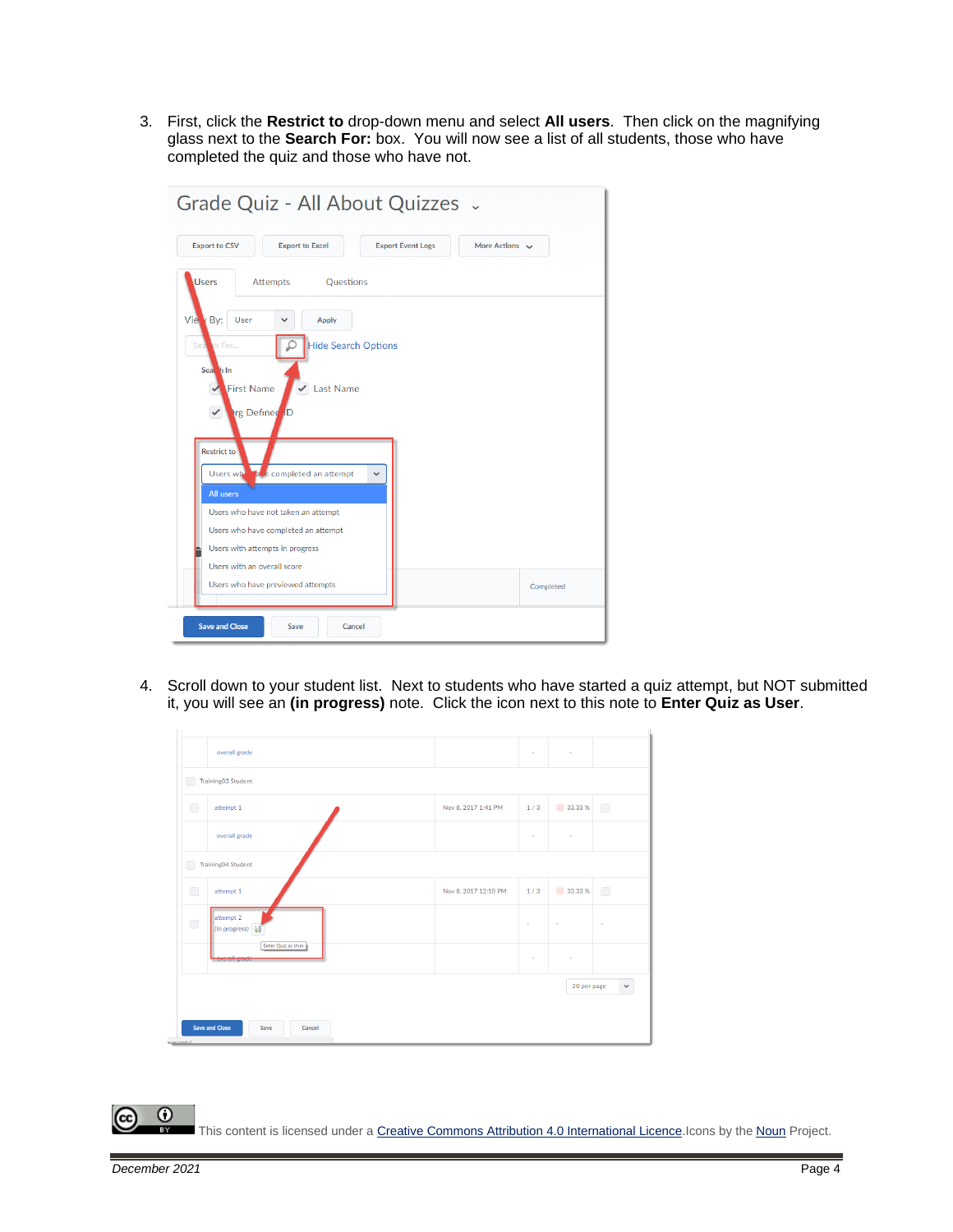3. First, click the **Restrict to** drop-down menu and select **All users**. Then click on the magnifying glass next to the **Search For:** box. You will now see a list of all students, those who have completed the quiz and those who have not.

4. Scroll down to your student list. Next to students who have started a quiz attempt, but NOT submitted it, you will see an **(in progress)** note. Click the icon next to this note to **Enter Quiz as User**.

This content is licensed under a Creative Commons Attribution 4.0 International Licence. Icons by the Noun Project.

December 2021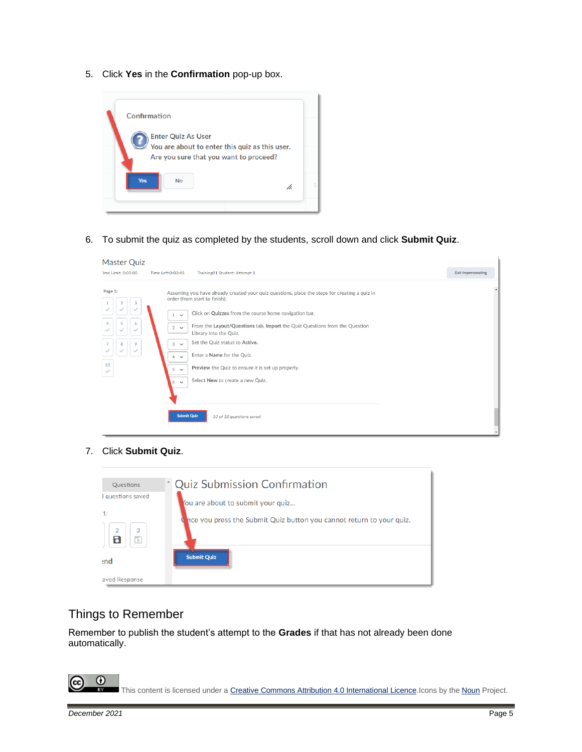5. Click **Yes** in the **Confirmation** pop-up box.

6. To submit the quiz as completed by the students, scroll down and click **Submit Quiz**.

7. Click **Submit Quiz**.

## Things to Remember

Remember to publish the student's attempt to the **Grades** if that has not already been done automatically.

This content is licensed under a [Creative Commons Attribution 4.0 International Licence](). Icons by the [Noun]() Project.